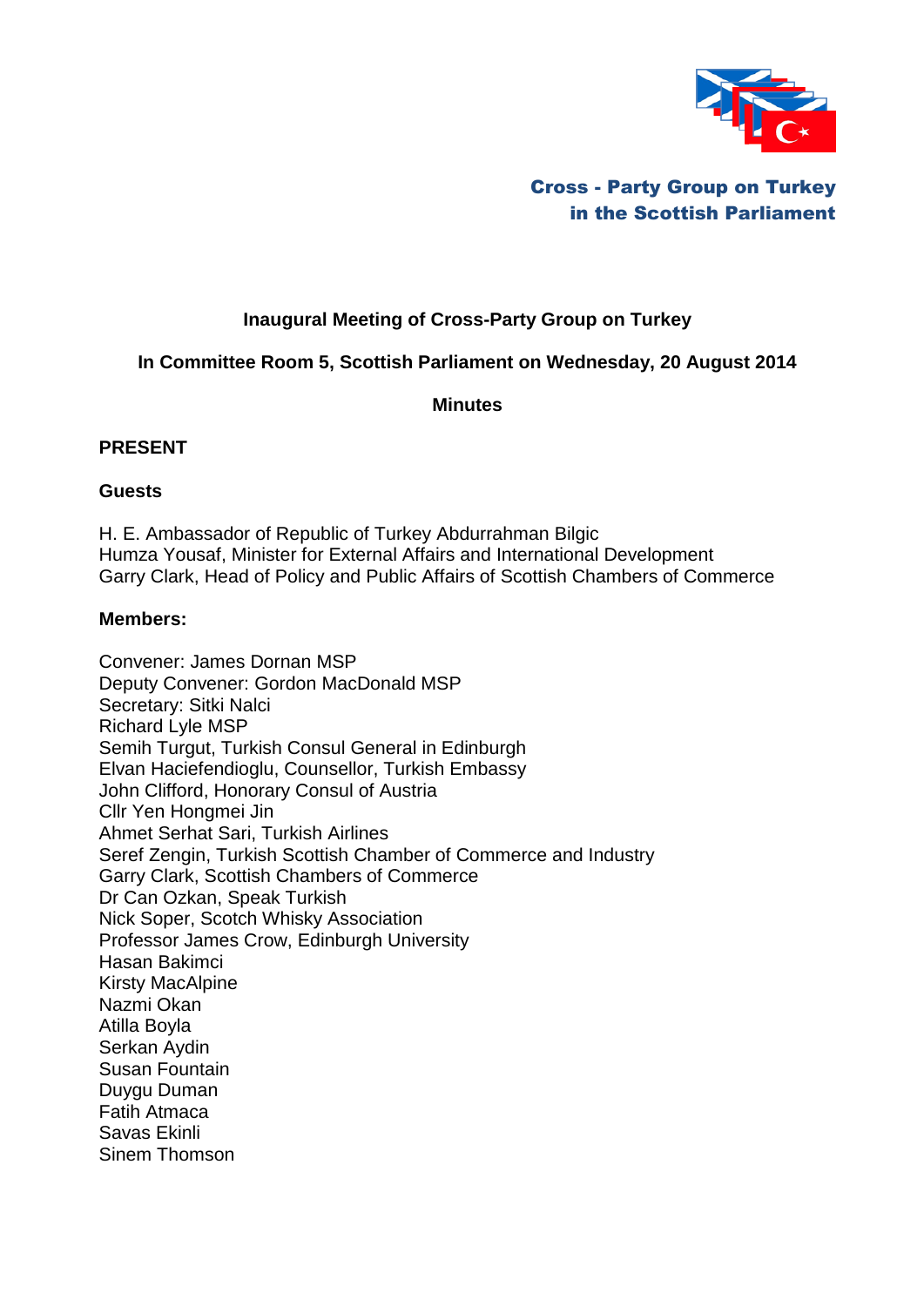**Cross - Party Group on Turkey**
**in the Scottish Parliament**

# Inaugural Meeting of Cross-Party Group on Turkey

## In Committee Room 5, Scottish Parliament on Wednesday, 20 August 2014

## Minutes

### PRESENT

### Guests

H. E. Ambassador of Republic of Turkey Abdurrahman Bilgic
Humza Yousaf, Minister for External Affairs and International Development
Garry Clark, Head of Policy and Public Affairs of Scottish Chambers of Commerce

### Members:

Convener: James Dornan MSP
Deputy Convener: Gordon MacDonald MSP
Secretary: Sitki Nalci
Richard Lyle MSP
Semih Turgut, Turkish Consul General in Edinburgh
Elvan Haciefendioglu, Counsellor, Turkish Embassy
John Clifford, Honorary Consul of Austria
Cllr Yen Hongmei Jin
Ahmet Serhat Sari, Turkish Airlines
Seref Zengin, Turkish Scottish Chamber of Commerce and Industry
Garry Clark, Scottish Chambers of Commerce
Dr Can Ozkan, Speak Turkish
Nick Soper, Scotch Whisky Association
Professor James Crow, Edinburgh University
Hasan Bakimci
Kirsty MacAlpine
Nazmi Okan
Atilla Boyla
Serkan Aydin
Susan Fountain
Duygu Duman
Fatih Atmaca
Savas Ekinli
Sinem Thomson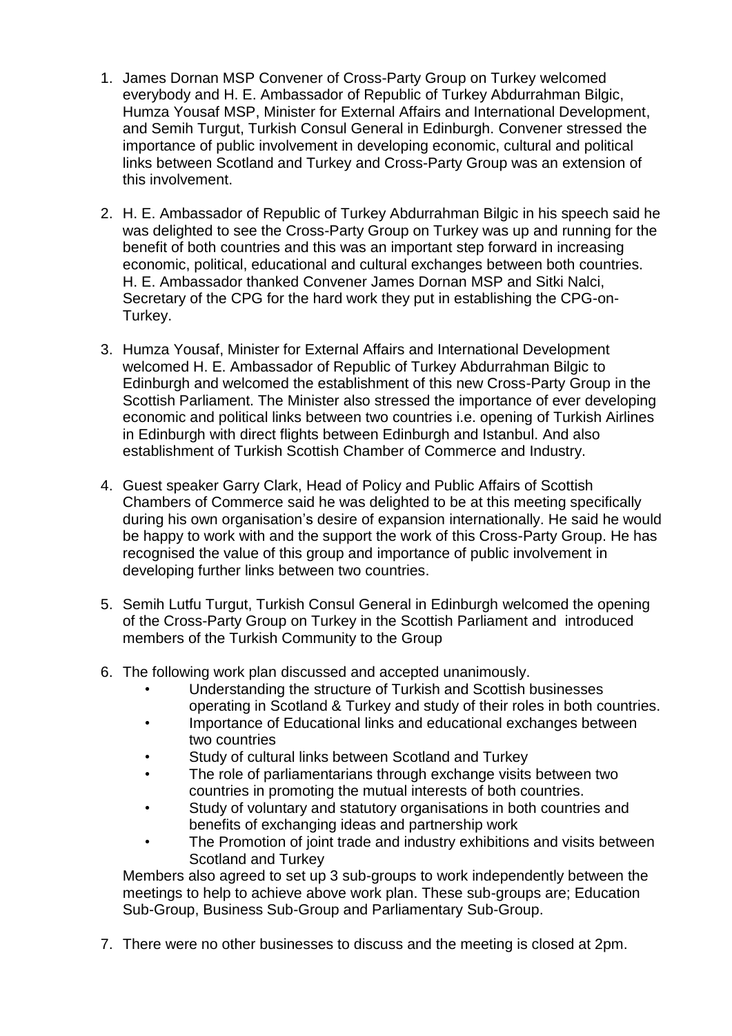1. James Dornan MSP Convener of Cross-Party Group on Turkey welcomed everybody and H. E. Ambassador of Republic of Turkey Abdurrahman Bilgic, Humza Yousaf MSP, Minister for External Affairs and International Development, and Semih Turgut, Turkish Consul General in Edinburgh. Convener stressed the importance of public involvement in developing economic, cultural and political links between Scotland and Turkey and Cross-Party Group was an extension of this involvement.

2. H. E. Ambassador of Republic of Turkey Abdurrahman Bilgic in his speech said he was delighted to see the Cross-Party Group on Turkey was up and running for the benefit of both countries and this was an important step forward in increasing economic, political, educational and cultural exchanges between both countries. H. E. Ambassador thanked Convener James Dornan MSP and Sitki Nalci, Secretary of the CPG for the hard work they put in establishing the CPG-on-Turkey.

3. Humza Yousaf, Minister for External Affairs and International Development welcomed H. E. Ambassador of Republic of Turkey Abdurrahman Bilgic to Edinburgh and welcomed the establishment of this new Cross-Party Group in the Scottish Parliament. The Minister also stressed the importance of ever developing economic and political links between two countries i.e. opening of Turkish Airlines in Edinburgh with direct flights between Edinburgh and Istanbul. And also establishment of Turkish Scottish Chamber of Commerce and Industry.

4. Guest speaker Garry Clark, Head of Policy and Public Affairs of Scottish Chambers of Commerce said he was delighted to be at this meeting specifically during his own organisation's desire of expansion internationally. He said he would be happy to work with and the support the work of this Cross-Party Group. He has recognised the value of this group and importance of public involvement in developing further links between two countries.

5. Semih Lutfu Turgut, Turkish Consul General in Edinburgh welcomed the opening of the Cross-Party Group on Turkey in the Scottish Parliament and introduced members of the Turkish Community to the Group

6. The following work plan discussed and accepted unanimously.
   - Understanding the structure of Turkish and Scottish businesses operating in Scotland & Turkey and study of their roles in both countries.
   - Importance of Educational links and educational exchanges between two countries
   - Study of cultural links between Scotland and Turkey
   - The role of parliamentarians through exchange visits between two countries in promoting the mutual interests of both countries.
   - Study of voluntary and statutory organisations in both countries and benefits of exchanging ideas and partnership work
   - The Promotion of joint trade and industry exhibitions and visits between Scotland and Turkey

   Members also agreed to set up 3 sub-groups to work independently between the meetings to help to achieve above work plan. These sub-groups are; Education Sub-Group, Business Sub-Group and Parliamentary Sub-Group.

7. There were no other businesses to discuss and the meeting is closed at 2pm.